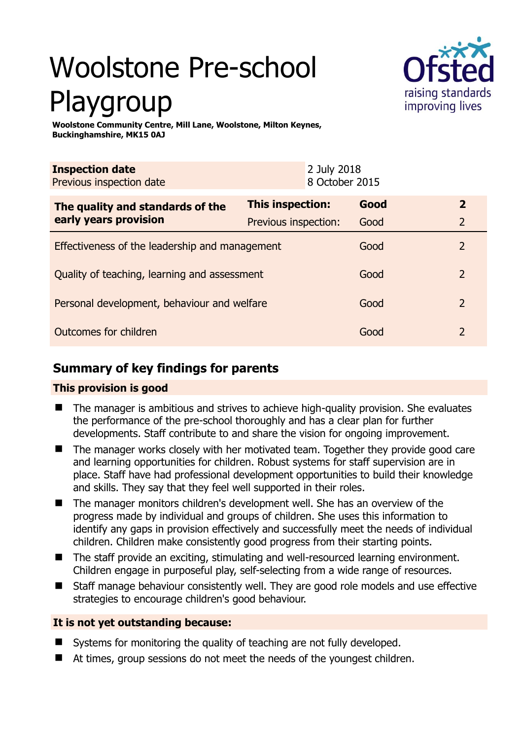# Woolstone Pre-school Playgroup

**Woolstone Community Centre, Mill Lane, Woolstone, Milton Keynes, Buckinghamshire, MK15 0AJ**

| **Inspection date** | 2 July 2018 |
|---|---|
| Previous inspection date | 8 October 2015 |

| **The quality and standards of the early years provision** | **This inspection:** | **Good** | **2** |
|---|---|---|---|
| | Previous inspection: | Good | 2 |
| Effectiveness of the leadership and management | | Good | 2 |
| Quality of teaching, learning and assessment | | Good | 2 |
| Personal development, behaviour and welfare | | Good | 2 |
| Outcomes for children | | Good | 2 |

## Summary of key findings for parents

### This provision is good

- The manager is ambitious and strives to achieve high-quality provision. She evaluates the performance of the pre-school thoroughly and has a clear plan for further developments. Staff contribute to and share the vision for ongoing improvement.
- The manager works closely with her motivated team. Together they provide good care and learning opportunities for children. Robust systems for staff supervision are in place. Staff have had professional development opportunities to build their knowledge and skills. They say that they feel well supported in their roles.
- The manager monitors children's development well. She has an overview of the progress made by individual and groups of children. She uses this information to identify any gaps in provision effectively and successfully meet the needs of individual children. Children make consistently good progress from their starting points.
- The staff provide an exciting, stimulating and well-resourced learning environment. Children engage in purposeful play, self-selecting from a wide range of resources.
- Staff manage behaviour consistently well. They are good role models and use effective strategies to encourage children's good behaviour.

### It is not yet outstanding because:

- Systems for monitoring the quality of teaching are not fully developed.
- At times, group sessions do not meet the needs of the youngest children.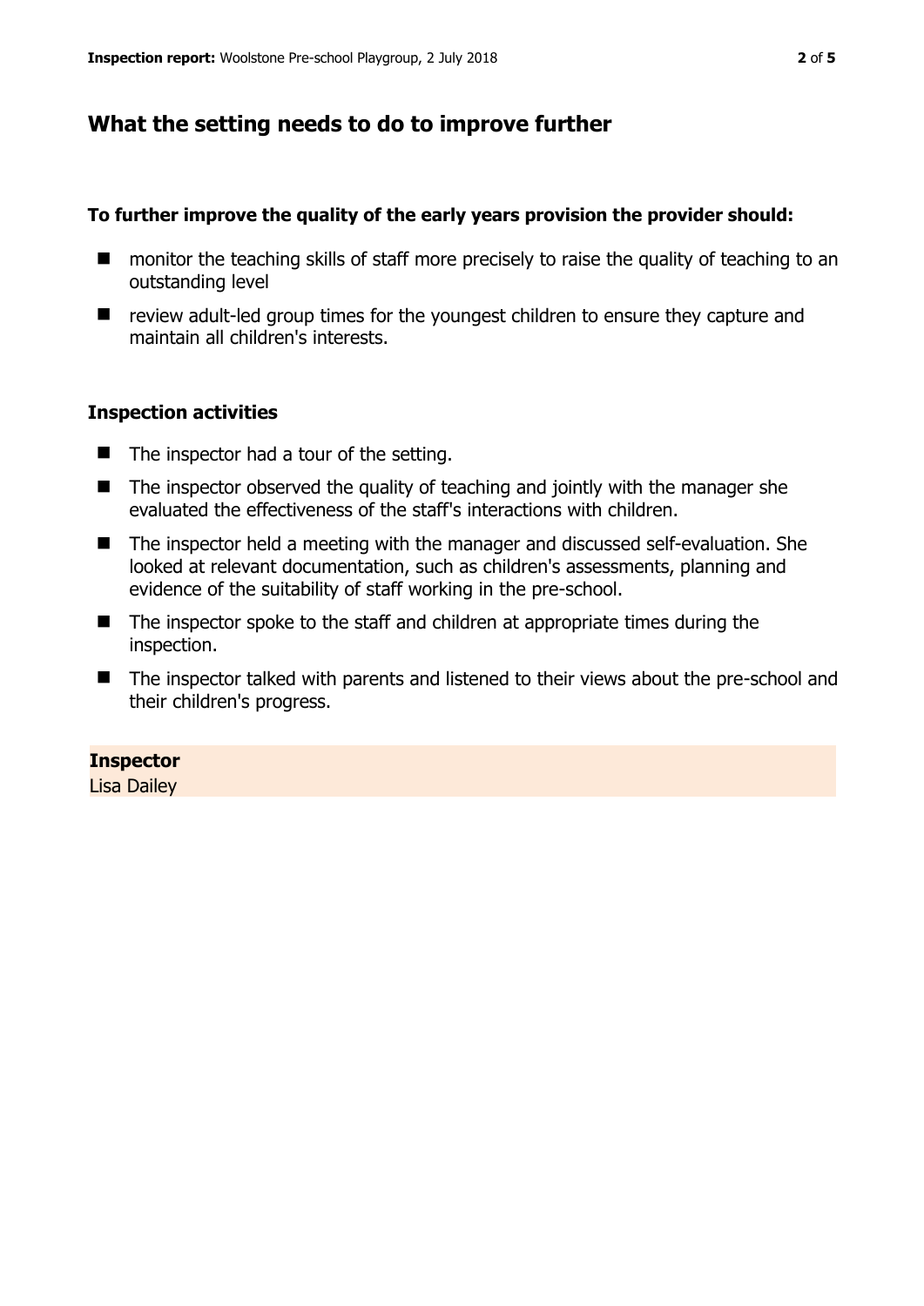## What the setting needs to do to improve further

**To further improve the quality of the early years provision the provider should:**

- monitor the teaching skills of staff more precisely to raise the quality of teaching to an outstanding level
- review adult-led group times for the youngest children to ensure they capture and maintain all children's interests.

### Inspection activities

- The inspector had a tour of the setting.
- The inspector observed the quality of teaching and jointly with the manager she evaluated the effectiveness of the staff's interactions with children.
- The inspector held a meeting with the manager and discussed self-evaluation. She looked at relevant documentation, such as children's assessments, planning and evidence of the suitability of staff working in the pre-school.
- The inspector spoke to the staff and children at appropriate times during the inspection.
- The inspector talked with parents and listened to their views about the pre-school and their children's progress.

**Inspector**
Lisa Dailey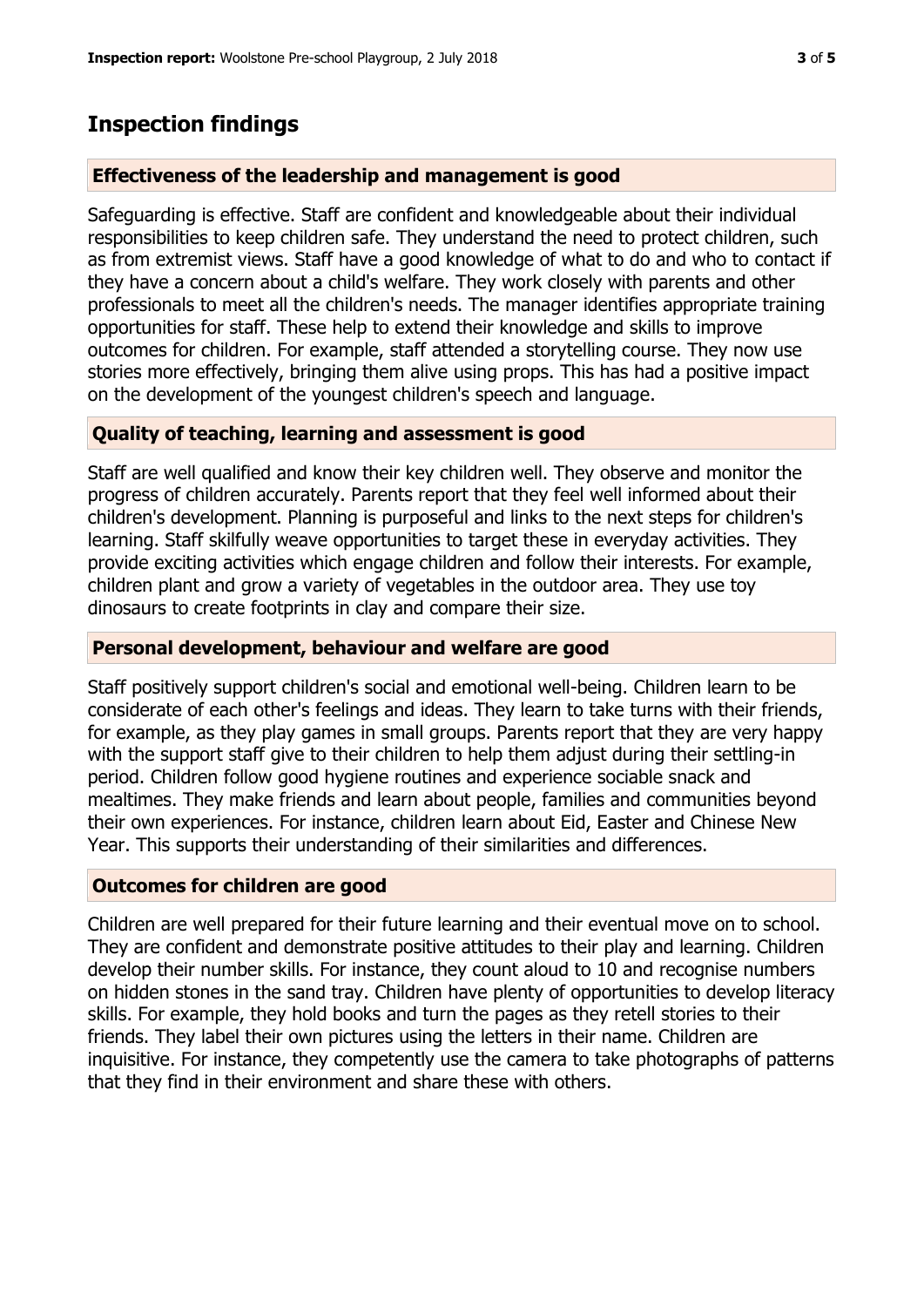## Inspection findings

### Effectiveness of the leadership and management is good

Safeguarding is effective. Staff are confident and knowledgeable about their individual responsibilities to keep children safe. They understand the need to protect children, such as from extremist views. Staff have a good knowledge of what to do and who to contact if they have a concern about a child's welfare. They work closely with parents and other professionals to meet all the children's needs. The manager identifies appropriate training opportunities for staff. These help to extend their knowledge and skills to improve outcomes for children. For example, staff attended a storytelling course. They now use stories more effectively, bringing them alive using props. This has had a positive impact on the development of the youngest children's speech and language.

### Quality of teaching, learning and assessment is good

Staff are well qualified and know their key children well. They observe and monitor the progress of children accurately. Parents report that they feel well informed about their children's development. Planning is purposeful and links to the next steps for children's learning. Staff skilfully weave opportunities to target these in everyday activities. They provide exciting activities which engage children and follow their interests. For example, children plant and grow a variety of vegetables in the outdoor area. They use toy dinosaurs to create footprints in clay and compare their size.

### Personal development, behaviour and welfare are good

Staff positively support children's social and emotional well-being. Children learn to be considerate of each other's feelings and ideas. They learn to take turns with their friends, for example, as they play games in small groups. Parents report that they are very happy with the support staff give to their children to help them adjust during their settling-in period. Children follow good hygiene routines and experience sociable snack and mealtimes. They make friends and learn about people, families and communities beyond their own experiences. For instance, children learn about Eid, Easter and Chinese New Year. This supports their understanding of their similarities and differences.

### Outcomes for children are good

Children are well prepared for their future learning and their eventual move on to school. They are confident and demonstrate positive attitudes to their play and learning. Children develop their number skills. For instance, they count aloud to 10 and recognise numbers on hidden stones in the sand tray. Children have plenty of opportunities to develop literacy skills. For example, they hold books and turn the pages as they retell stories to their friends. They label their own pictures using the letters in their name. Children are inquisitive. For instance, they competently use the camera to take photographs of patterns that they find in their environment and share these with others.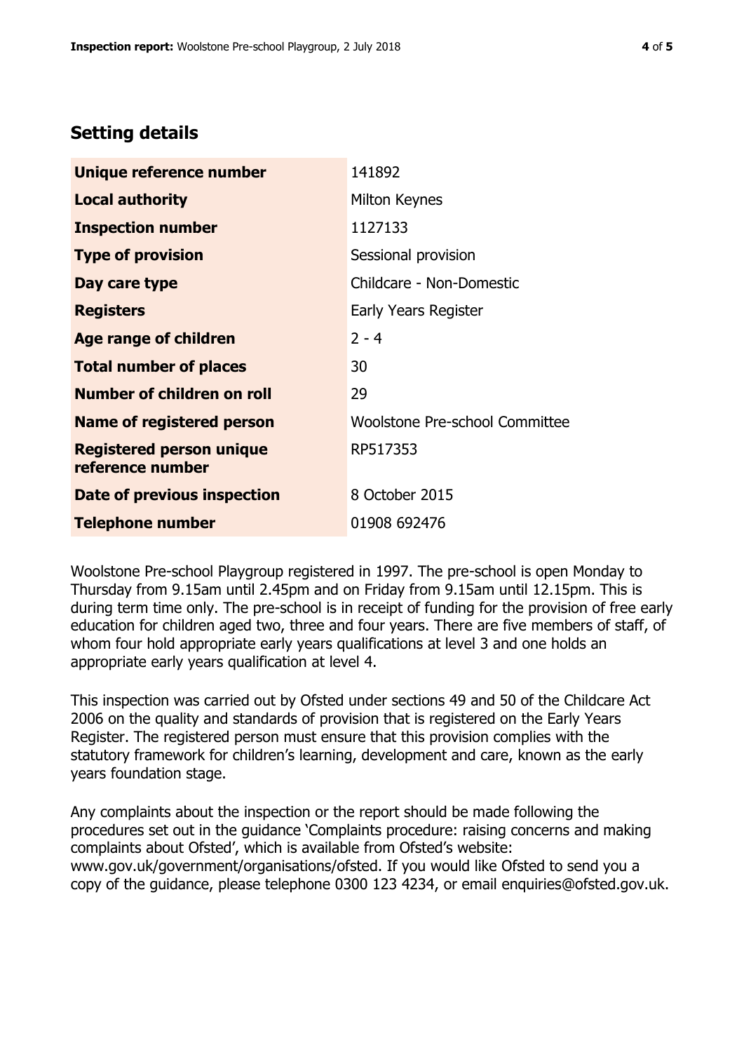## Setting details

| | |
|---|---|
| **Unique reference number** | 141892 |
| **Local authority** | Milton Keynes |
| **Inspection number** | 1127133 |
| **Type of provision** | Sessional provision |
| **Day care type** | Childcare - Non-Domestic |
| **Registers** | Early Years Register |
| **Age range of children** | 2 - 4 |
| **Total number of places** | 30 |
| **Number of children on roll** | 29 |
| **Name of registered person** | Woolstone Pre-school Committee |
| **Registered person unique reference number** | RP517353 |
| **Date of previous inspection** | 8 October 2015 |
| **Telephone number** | 01908 692476 |

Woolstone Pre-school Playgroup registered in 1997. The pre-school is open Monday to Thursday from 9.15am until 2.45pm and on Friday from 9.15am until 12.15pm. This is during term time only. The pre-school is in receipt of funding for the provision of free early education for children aged two, three and four years. There are five members of staff, of whom four hold appropriate early years qualifications at level 3 and one holds an appropriate early years qualification at level 4.

This inspection was carried out by Ofsted under sections 49 and 50 of the Childcare Act 2006 on the quality and standards of provision that is registered on the Early Years Register. The registered person must ensure that this provision complies with the statutory framework for children's learning, development and care, known as the early years foundation stage.

Any complaints about the inspection or the report should be made following the procedures set out in the guidance 'Complaints procedure: raising concerns and making complaints about Ofsted', which is available from Ofsted's website: www.gov.uk/government/organisations/ofsted. If you would like Ofsted to send you a copy of the guidance, please telephone 0300 123 4234, or email enquiries@ofsted.gov.uk.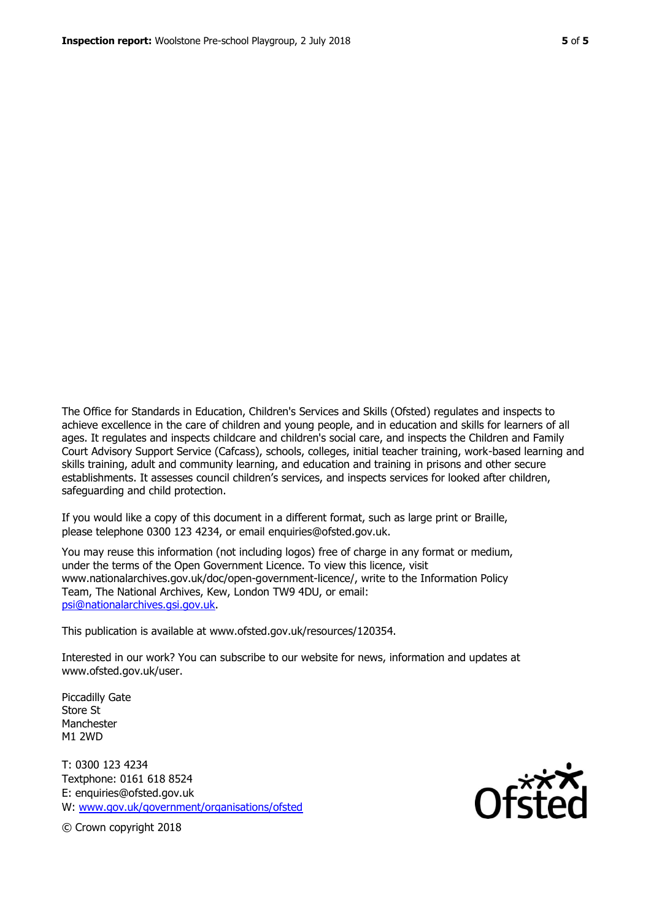The Office for Standards in Education, Children's Services and Skills (Ofsted) regulates and inspects to achieve excellence in the care of children and young people, and in education and skills for learners of all ages. It regulates and inspects childcare and children's social care, and inspects the Children and Family Court Advisory Support Service (Cafcass), schools, colleges, initial teacher training, work-based learning and skills training, adult and community learning, and education and training in prisons and other secure establishments. It assesses council children's services, and inspects services for looked after children, safeguarding and child protection.

If you would like a copy of this document in a different format, such as large print or Braille, please telephone 0300 123 4234, or email enquiries@ofsted.gov.uk.

You may reuse this information (not including logos) free of charge in any format or medium, under the terms of the Open Government Licence. To view this licence, visit www.nationalarchives.gov.uk/doc/open-government-licence/, write to the Information Policy Team, The National Archives, Kew, London TW9 4DU, or email: psi@nationalarchives.gsi.gov.uk.

This publication is available at www.ofsted.gov.uk/resources/120354.

Interested in our work? You can subscribe to our website for news, information and updates at www.ofsted.gov.uk/user.

Piccadilly Gate  
Store St  
Manchester  
M1 2WD

T: 0300 123 4234  
Textphone: 0161 618 8524  
E: enquiries@ofsted.gov.uk  
W: www.gov.uk/government/organisations/ofsted

© Crown copyright 2018